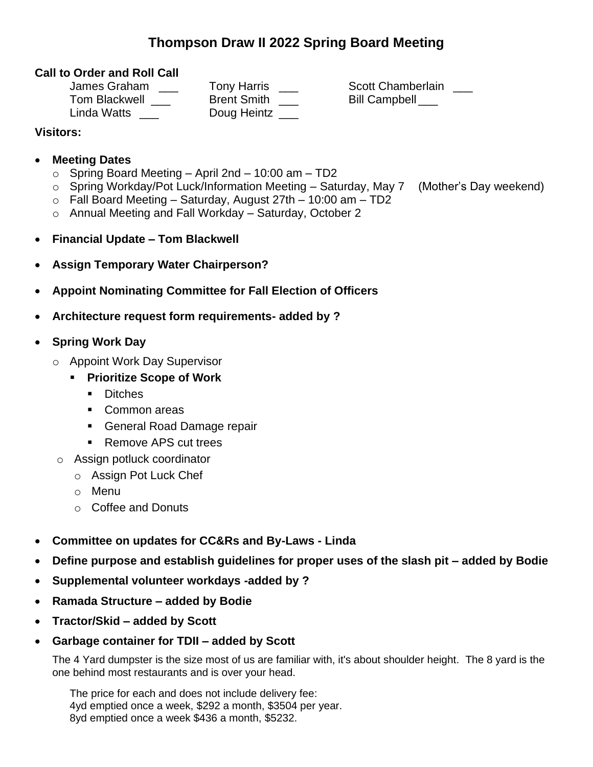# Thompson Draw II 2022 Spring Board Meeting

**Call to Order and Roll Call**

James Graham ___  
Tony Harris ___  
Scott Chamberlain ___  
Tom Blackwell ___  
Brent Smith ___  
Bill Campbell ___  
Linda Watts ___  
Doug Heintz ___

**Visitors:**

- **Meeting Dates**
  - Spring Board Meeting – April 2nd – 10:00 am – TD2
  - Spring Workday/Pot Luck/Information Meeting – Saturday, May 7 (Mother's Day weekend)
  - Fall Board Meeting – Saturday, August 27th – 10:00 am – TD2
  - Annual Meeting and Fall Workday – Saturday, October 2
- **Financial Update – Tom Blackwell**
- **Assign Temporary Water Chairperson?**
- **Appoint Nominating Committee for Fall Election of Officers**
- **Architecture request form requirements- added by ?**
- **Spring Work Day**
  - Appoint Work Day Supervisor
    - **Prioritize Scope of Work**
      - Ditches
      - Common areas
      - General Road Damage repair
      - Remove APS cut trees
  - Assign potluck coordinator
    - Assign Pot Luck Chef
    - Menu
    - Coffee and Donuts
- **Committee on updates for CC&Rs and By-Laws - Linda**
- **Define purpose and establish guidelines for proper uses of the slash pit – added by Bodie**
- **Supplemental volunteer workdays -added by ?**
- **Ramada Structure – added by Bodie**
- **Tractor/Skid – added by Scott**
- **Garbage container for TDII – added by Scott**

  The 4 Yard dumpster is the size most of us are familiar with, it's about shoulder height. The 8 yard is the one behind most restaurants and is over your head.

  The price for each and does not include delivery fee:  
  4yd emptied once a week, $292 a month, $3504 per year.  
  8yd emptied once a week $436 a month, $5232.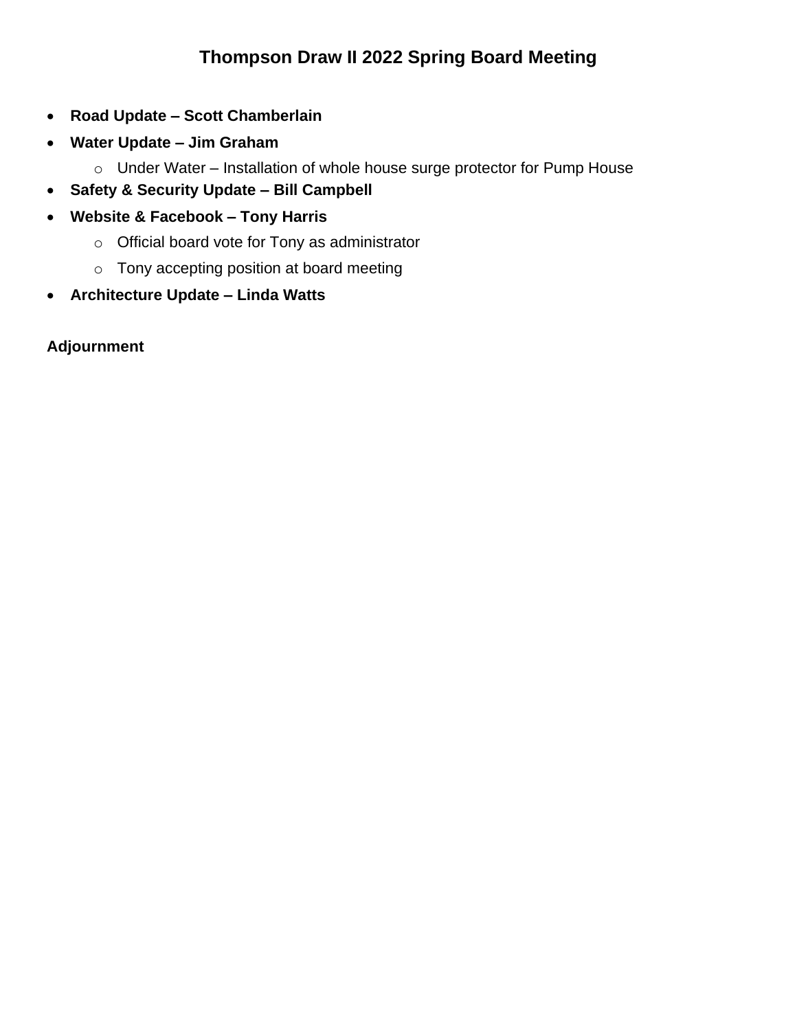# Thompson Draw II 2022 Spring Board Meeting

- **Road Update – Scott Chamberlain**
- **Water Update – Jim Graham**
  - Under Water – Installation of whole house surge protector for Pump House
- **Safety & Security Update – Bill Campbell**
- **Website & Facebook – Tony Harris**
  - Official board vote for Tony as administrator
  - Tony accepting position at board meeting
- **Architecture Update – Linda Watts**

**Adjournment**